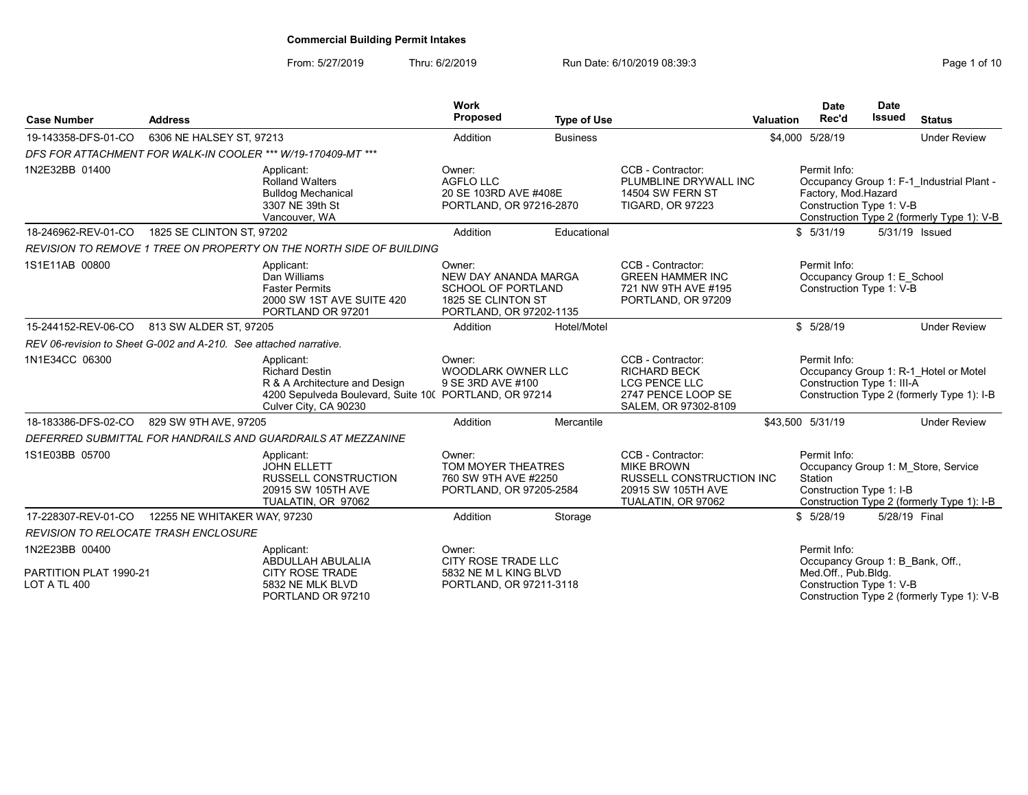# Commercial Building Permit Intakes

From: 5/27/2019 Thru: 6/2/2019 Run Date: 6/10/2019 08:39:3

| Case Number | Address | Work Proposed | Type of Use | Valuation | Date Rec'd | Date Issued | Status |
|---|---|---|---|---|---|---|---|
| 19-143358-DFS-01-CO | 6306 NE HALSEY ST, 97213 | Addition | Business | $4,000 | 5/28/19 | | Under Review |

*DFS FOR ATTACHMENT FOR WALK-IN COOLER *** W/19-170409-MT ****

1N2E32BB 01400

- **Applicant:** Rolland Walters, Bulldog Mechanical, 3307 NE 39th St, Vancouver, WA
- **Owner:** AGFLO LLC, 20 SE 103RD AVE #408E, PORTLAND, OR 97216-2870
- **CCB - Contractor:** PLUMBLINE DRYWALL INC, 14504 SW FERN ST, TIGARD, OR 97223
- **Permit Info:** Occupancy Group 1: F-1_Industrial Plant - Factory, Mod.Hazard; Construction Type 1: V-B; Construction Type 2 (formerly Type 1): V-B

| Case Number | Address | Work Proposed | Type of Use | Valuation | Date Rec'd | Date Issued | Status |
|---|---|---|---|---|---|---|---|
| 18-246962-REV-01-CO | 1825 SE CLINTON ST, 97202 | Addition | Educational | $ | 5/31/19 | 5/31/19 | Issued |

*REVISION TO REMOVE 1 TREE ON PROPERTY ON THE NORTH SIDE OF BUILDING*

1S1E11AB 00800

- **Applicant:** Dan Williams, Faster Permits, 2000 SW 1ST AVE SUITE 420, PORTLAND OR 97201
- **Owner:** NEW DAY ANANDA MARGA SCHOOL OF PORTLAND, 1825 SE CLINTON ST, PORTLAND, OR 97202-1135
- **CCB - Contractor:** GREEN HAMMER INC, 721 NW 9TH AVE #195, PORTLAND, OR 97209
- **Permit Info:** Occupancy Group 1: E_School; Construction Type 1: V-B

| Case Number | Address | Work Proposed | Type of Use | Valuation | Date Rec'd | Date Issued | Status |
|---|---|---|---|---|---|---|---|
| 15-244152-REV-06-CO | 813 SW ALDER ST, 97205 | Addition | Hotel/Motel | $ | 5/28/19 | | Under Review |

*REV 06-revision to Sheet G-002 and A-210. See attached narrative.*

1N1E34CC 06300

- **Applicant:** Richard Destin, R & A Architecture and Design, 4200 Sepulveda Boulevard, Suite 10(, Culver City, CA 90230
- **Owner:** WOODLARK OWNER LLC, 9 SE 3RD AVE #100, PORTLAND, OR 97214
- **CCB - Contractor:** RICHARD BECK, LCG PENCE LLC, 2747 PENCE LOOP SE, SALEM, OR 97302-8109
- **Permit Info:** Occupancy Group 1: R-1_Hotel or Motel; Construction Type 1: III-A; Construction Type 2 (formerly Type 1): I-B

| Case Number | Address | Work Proposed | Type of Use | Valuation | Date Rec'd | Date Issued | Status |
|---|---|---|---|---|---|---|---|
| 18-183386-DFS-02-CO | 829 SW 9TH AVE, 97205 | Addition | Mercantile | $43,500 | 5/31/19 | | Under Review |

*DEFERRED SUBMITTAL FOR HANDRAILS AND GUARDRAILS AT MEZZANINE*

1S1E03BB 05700

- **Applicant:** JOHN ELLETT, RUSSELL CONSTRUCTION, 20915 SW 105TH AVE, TUALATIN, OR 97062
- **Owner:** TOM MOYER THEATRES, 760 SW 9TH AVE #2250, PORTLAND, OR 97205-2584
- **CCB - Contractor:** MIKE BROWN, RUSSELL CONSTRUCTION INC, 20915 SW 105TH AVE, TUALATIN, OR 97062
- **Permit Info:** Occupancy Group 1: M_Store, Service Station; Construction Type 1: I-B; Construction Type 2 (formerly Type 1): I-B

| Case Number | Address | Work Proposed | Type of Use | Valuation | Date Rec'd | Date Issued | Status |
|---|---|---|---|---|---|---|---|
| 17-228307-REV-01-CO | 12255 NE WHITAKER WAY, 97230 | Addition | Storage | $ | 5/28/19 | 5/28/19 | Final |

*REVISION TO RELOCATE TRASH ENCLOSURE*

1N2E23BB 00400

PARTITION PLAT 1990-21
LOT A TL 400

- **Applicant:** ABDULLAH ABULALIA, CITY ROSE TRADE, 5832 NE MLK BLVD, PORTLAND OR 97210
- **Owner:** CITY ROSE TRADE LLC, 5832 NE M L KING BLVD, PORTLAND, OR 97211-3118
- **Permit Info:** Occupancy Group 1: B_Bank, Off., Med.Off., Pub.Bldg.; Construction Type 1: V-B; Construction Type 2 (formerly Type 1): V-B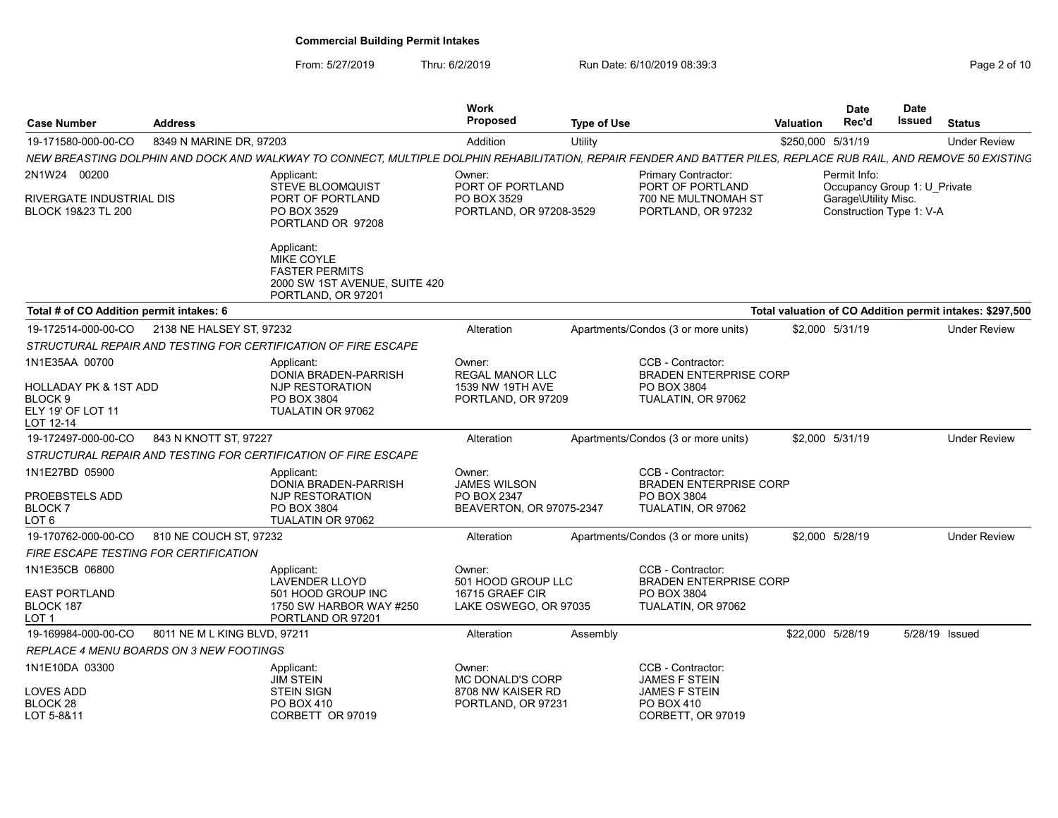**Commercial Building Permit Intakes**

From: 5/27/2019 Thru: 6/2/2019 Run Date: 6/10/2019 08:39:3

| Case Number | Address | Work Proposed | Type of Use | Valuation | Date Rec'd | Date Issued | Status |
|---|---|---|---|---|---|---|---|
| 19-171580-000-00-CO | 8349 N MARINE DR, 97203 | Addition | Utility | $250,000 | 5/31/19 | | Under Review |

NEW BREASTING DOLPHIN AND DOCK AND WALKWAY TO CONNECT, MULTIPLE DOLPHIN REHABILITATION, REPAIR FENDER AND BATTER PILES, REPLACE RUB RAIL, AND REMOVE 50 EXISTING

2N1W24 00200
RIVERGATE INDUSTRIAL DIS
BLOCK 19&23 TL 200

Applicant:
STEVE BLOOMQUIST
PORT OF PORTLAND
PO BOX 3529
PORTLAND OR 97208

Applicant:
MIKE COYLE
FASTER PERMITS
2000 SW 1ST AVENUE, SUITE 420
PORTLAND, OR 97201

Owner:
PORT OF PORTLAND
PO BOX 3529
PORTLAND, OR 97208-3529

Primary Contractor:
PORT OF PORTLAND
700 NE MULTNOMAH ST
PORTLAND, OR 97232

Permit Info:
Occupancy Group 1: U_Private Garage\Utility Misc.
Construction Type 1: V-A

**Total # of CO Addition permit intakes: 6** — **Total valuation of CO Addition permit intakes: $297,500**

| Case Number | Address | Work Proposed | Type of Use | Valuation | Date Rec'd | Date Issued | Status |
|---|---|---|---|---|---|---|---|
| 19-172514-000-00-CO | 2138 NE HALSEY ST, 97232 | Alteration | Apartments/Condos (3 or more units) | $2,000 | 5/31/19 | | Under Review |

STRUCTURAL REPAIR AND TESTING FOR CERTIFICATION OF FIRE ESCAPE

1N1E35AA 00700
HOLLADAY PK & 1ST ADD
BLOCK 9
ELY 19' OF LOT 11
LOT 12-14

Applicant:
DONIA BRADEN-PARRISH
NJP RESTORATION
PO BOX 3804
TUALATIN OR 97062

Owner:
REGAL MANOR LLC
1539 NW 19TH AVE
PORTLAND, OR 97209

CCB - Contractor:
BRADEN ENTERPRISE CORP
PO BOX 3804
TUALATIN, OR 97062

| Case Number | Address | Work Proposed | Type of Use | Valuation | Date Rec'd | Date Issued | Status |
|---|---|---|---|---|---|---|---|
| 19-172497-000-00-CO | 843 N KNOTT ST, 97227 | Alteration | Apartments/Condos (3 or more units) | $2,000 | 5/31/19 | | Under Review |

STRUCTURAL REPAIR AND TESTING FOR CERTIFICATION OF FIRE ESCAPE

1N1E27BD 05900
PROEBSTELS ADD
BLOCK 7
LOT 6

Applicant:
DONIA BRADEN-PARRISH
NJP RESTORATION
PO BOX 3804
TUALATIN OR 97062

Owner:
JAMES WILSON
PO BOX 2347
BEAVERTON, OR 97075-2347

CCB - Contractor:
BRADEN ENTERPRISE CORP
PO BOX 3804
TUALATIN, OR 97062

| Case Number | Address | Work Proposed | Type of Use | Valuation | Date Rec'd | Date Issued | Status |
|---|---|---|---|---|---|---|---|
| 19-170762-000-00-CO | 810 NE COUCH ST, 97232 | Alteration | Apartments/Condos (3 or more units) | $2,000 | 5/28/19 | | Under Review |

FIRE ESCAPE TESTING FOR CERTIFICATION

1N1E35CB 06800
EAST PORTLAND
BLOCK 187
LOT 1

Applicant:
LAVENDER LLOYD
501 HOOD GROUP INC
1750 SW HARBOR WAY #250
PORTLAND OR 97201

Owner:
501 HOOD GROUP LLC
16715 GRAEF CIR
LAKE OSWEGO, OR 97035

CCB - Contractor:
BRADEN ENTERPRISE CORP
PO BOX 3804
TUALATIN, OR 97062

| Case Number | Address | Work Proposed | Type of Use | Valuation | Date Rec'd | Date Issued | Status |
|---|---|---|---|---|---|---|---|
| 19-169984-000-00-CO | 8011 NE M L KING BLVD, 97211 | Alteration | Assembly | $22,000 | 5/28/19 | 5/28/19 | Issued |

REPLACE 4 MENU BOARDS ON 3 NEW FOOTINGS

1N1E10DA 03300
LOVES ADD
BLOCK 28
LOT 5-8&11

Applicant:
JIM STEIN
STEIN SIGN
PO BOX 410
CORBETT OR 97019

Owner:
MC DONALD'S CORP
8708 NW KAISER RD
PORTLAND, OR 97231

CCB - Contractor:
JAMES F STEIN
JAMES F STEIN
PO BOX 410
CORBETT, OR 97019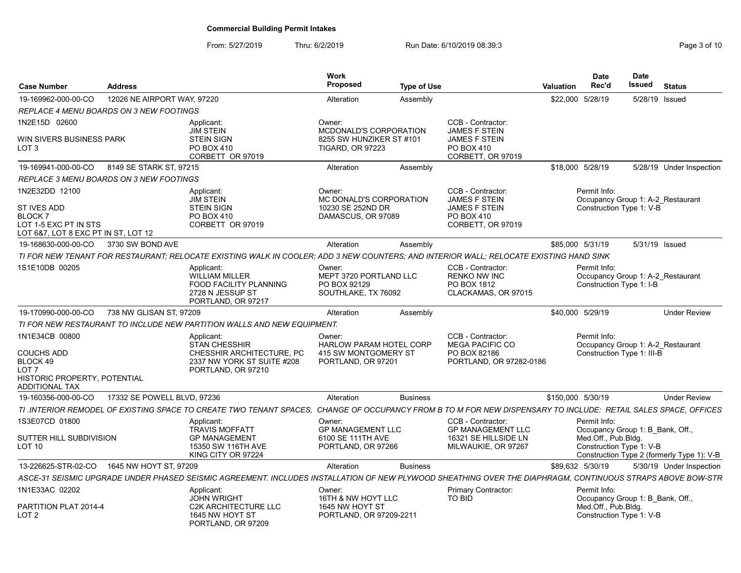# Commercial Building Permit Intakes

From: 5/27/2019 Thru: 6/2/2019 Run Date: 6/10/2019 08:39:3

| Case Number | Address | Work Proposed | Type of Use | Valuation | Date Rec'd | Date Issued | Status |
|---|---|---|---|---|---|---|---|
| 19-169962-000-00-CO | 12026 NE AIRPORT WAY, 97220 | Alteration | Assembly | $22,000 | 5/28/19 | 5/28/19 | Issued |
| | *REPLACE 4 MENU BOARDS ON 3 NEW FOOTINGS* | | | | | | |
| | 1N2E15D 02600<br>WIN SIVERS BUSINESS PARK<br>LOT 3 | Applicant:<br>JIM STEIN<br>STEIN SIGN<br>PO BOX 410<br>CORBETT OR 97019 | Owner:<br>MCDONALD'S CORPORATION<br>8255 SW HUNZIKER ST #101<br>TIGARD, OR 97223 | CCB - Contractor:<br>JAMES F STEIN<br>JAMES F STEIN<br>PO BOX 410<br>CORBETT, OR 97019 | | | |
| 19-169941-000-00-CO | 8149 SE STARK ST, 97215 | Alteration | Assembly | $18,000 | 5/28/19 | 5/28/19 | Under Inspection |
| | *REPLACE 3 MENU BOARDS ON 3 NEW FOOTINGS* | | | | | | |
| | 1N2E32DD 12100<br>ST IVES ADD<br>BLOCK 7<br>LOT 1-5 EXC PT IN STS<br>LOT 6&7, LOT 8 EXC PT IN ST, LOT 12 | Applicant:<br>JIM STEIN<br>STEIN SIGN<br>PO BOX 410<br>CORBETT OR 97019 | Owner:<br>MC DONALD'S CORPORATION<br>10230 SE 252ND DR<br>DAMASCUS, OR 97089 | CCB - Contractor:<br>JAMES F STEIN<br>JAMES F STEIN<br>PO BOX 410<br>CORBETT, OR 97019 | Permit Info:<br>Occupancy Group 1: A-2_Restaurant<br>Construction Type 1: V-B | | |
| 19-168630-000-00-CO | 3730 SW BOND AVE | Alteration | Assembly | $85,000 | 5/31/19 | 5/31/19 | Issued |
| | *TI FOR NEW TENANT FOR RESTAURANT; RELOCATE EXISTING WALK IN COOLER; ADD 3 NEW COUNTERS; AND INTERIOR WALL; RELOCATE EXISTING HAND SINK* | | | | | | |
| | 1S1E10DB 00205 | Applicant:<br>WILLIAM MILLER<br>FOOD FACILITY PLANNING<br>2728 N JESSUP ST<br>PORTLAND, OR 97217 | Owner:<br>MEPT 3720 PORTLAND LLC<br>PO BOX 92129<br>SOUTHLAKE, TX 76092 | CCB - Contractor:<br>RENKO NW INC<br>PO BOX 1812<br>CLACKAMAS, OR 97015 | Permit Info:<br>Occupancy Group 1: A-2_Restaurant<br>Construction Type 1: I-B | | |
| 19-170990-000-00-CO | 738 NW GLISAN ST, 97209 | Alteration | Assembly | $40,000 | 5/29/19 | | Under Review |
| | *TI FOR NEW RESTAURANT TO INCLUDE NEW PARTITION WALLS AND NEW EQUIPMENT.* | | | | | | |
| | 1N1E34CB 00800<br>COUCHS ADD<br>BLOCK 49<br>LOT 7<br>HISTORIC PROPERTY, POTENTIAL ADDITIONAL TAX | Applicant:<br>STAN CHESSHIR<br>CHESSHIR ARCHITECTURE, PC<br>2337 NW YORK ST SUITE #208<br>PORTLAND, OR 97210 | Owner:<br>HARLOW PARAM HOTEL CORP<br>415 SW MONTGOMERY ST<br>PORTLAND, OR 97201 | CCB - Contractor:<br>MEGA PACIFIC CO<br>PO BOX 82186<br>PORTLAND, OR 97282-0186 | Permit Info:<br>Occupancy Group 1: A-2_Restaurant<br>Construction Type 1: III-B | | |
| 19-160356-000-00-CO | 17332 SE POWELL BLVD, 97236 | Alteration | Business | $150,000 | 5/30/19 | | Under Review |
| | *TI .INTERIOR REMODEL OF EXISTING SPACE TO CREATE TWO TENANT SPACES, CHANGE OF OCCUPANCY FROM B TO M FOR NEW DISPENSARY TO INCLUDE: RETAIL SALES SPACE, OFFICES* | | | | | | |
| | 1S3E07CD 01800<br>SUTTER HILL SUBDIVISION<br>LOT 10 | Applicant:<br>TRAVIS MOFFATT<br>GP MANAGEMENT<br>15350 SW 116TH AVE<br>KING CITY OR 97224 | Owner:<br>GP MANAGEMENT LLC<br>6100 SE 111TH AVE<br>PORTLAND, OR 97266 | CCB - Contractor:<br>GP MANAGEMENT LLC<br>16321 SE HILLSIDE LN<br>MILWAUKIE, OR 97267 | Permit Info:<br>Occupancy Group 1: B_Bank, Off., Med.Off., Pub.Bldg.<br>Construction Type 1: V-B<br>Construction Type 2 (formerly Type 1): V-B | | |
| 13-226625-STR-02-CO | 1645 NW HOYT ST, 97209 | Alteration | Business | $89,632 | 5/30/19 | | 5/30/19 Under Inspection |
| | *ASCE-31 SEISMIC UPGRADE UNDER PHASED SEISMIC AGREEMENT. INCLUDES INSTALLATION OF NEW PLYWOOD SHEATHING OVER THE DIAPHRAGM, CONTINUOUS STRAPS ABOVE BOW-STR* | | | | | | |
| | 1N1E33AC 02202<br>PARTITION PLAT 2014-4<br>LOT 2 | Applicant:<br>JOHN WRIGHT<br>C2K ARCHITECTURE LLC<br>1645 NW HOYT ST<br>PORTLAND, OR 97209 | Owner:<br>16TH & NW HOYT LLC<br>1645 NW HOYT ST<br>PORTLAND, OR 97209-2211 | Primary Contractor:<br>TO BID | Permit Info:<br>Occupancy Group 1: B_Bank, Off., Med.Off., Pub.Bldg.<br>Construction Type 1: V-B | | |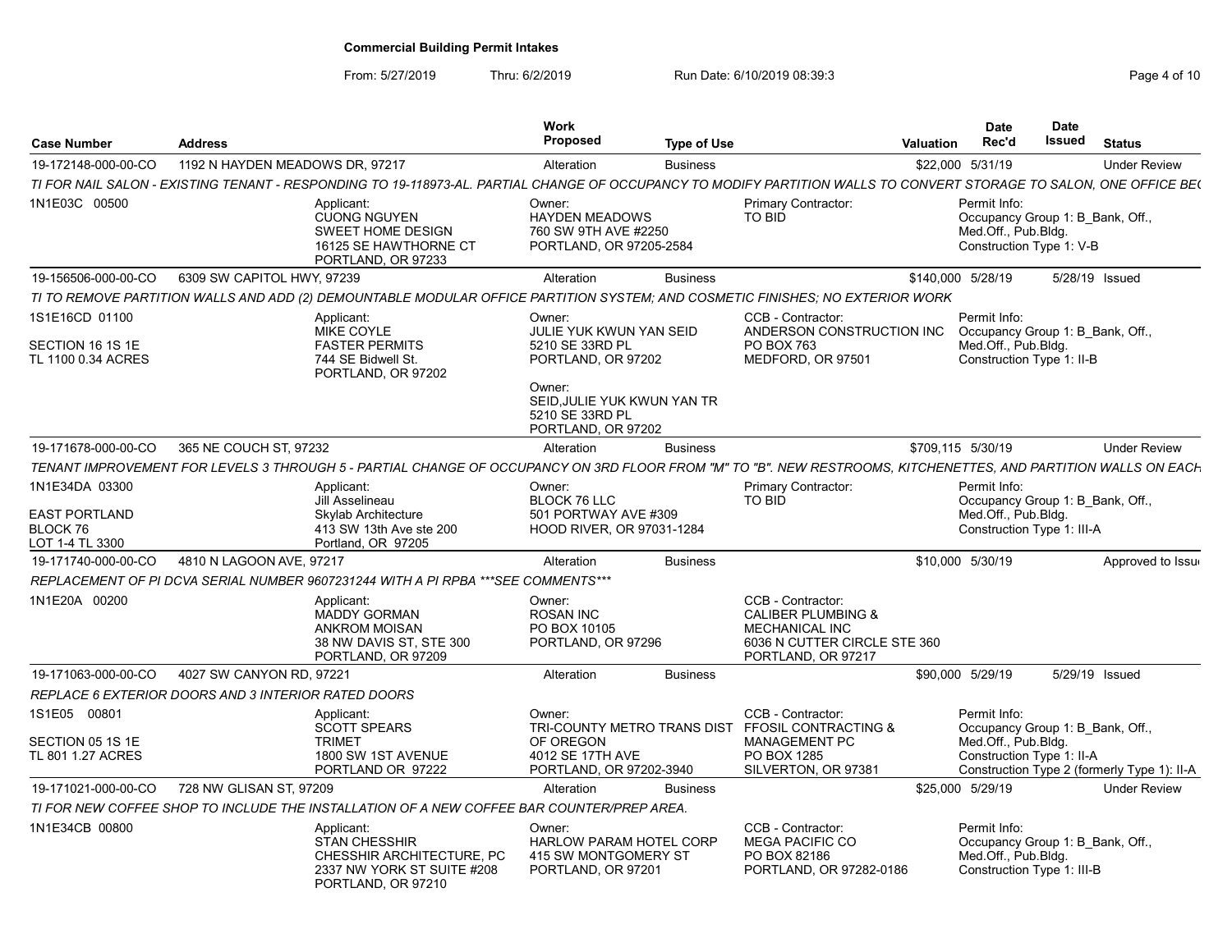# Commercial Building Permit Intakes

From: 5/27/2019 Thru: 6/2/2019 Run Date: 6/10/2019 08:39:3

| Case Number | Address | Work Proposed | Type of Use | Valuation | Date Rec'd | Date Issued | Status |
|---|---|---|---|---|---|---|---|
| 19-172148-000-00-CO | 1192 N HAYDEN MEADOWS DR, 97217 | Alteration | Business | $22,000 | 5/31/19 | | Under Review |

TI FOR NAIL SALON - EXISTING TENANT - RESPONDING TO 19-118973-AL. PARTIAL CHANGE OF OCCUPANCY TO MODIFY PARTITION WALLS TO CONVERT STORAGE TO SALON, ONE OFFICE BE(

1N1E03C 00500

Applicant: CUONG NGUYEN, SWEET HOME DESIGN, 16125 SE HAWTHORNE CT, PORTLAND, OR 97233

Owner: HAYDEN MEADOWS, 760 SW 9TH AVE #2250, PORTLAND, OR 97205-2584

Primary Contractor: TO BID

Permit Info: Occupancy Group 1: B_Bank, Off., Med.Off., Pub.Bldg. Construction Type 1: V-B

| Case Number | Address | Work Proposed | Type of Use | Valuation | Date Rec'd | Date Issued | Status |
|---|---|---|---|---|---|---|---|
| 19-156506-000-00-CO | 6309 SW CAPITOL HWY, 97239 | Alteration | Business | $140,000 | 5/28/19 | 5/28/19 | Issued |

TI TO REMOVE PARTITION WALLS AND ADD (2) DEMOUNTABLE MODULAR OFFICE PARTITION SYSTEM; AND COSMETIC FINISHES; NO EXTERIOR WORK

1S1E16CD 01100
SECTION 16 1S 1E
TL 1100 0.34 ACRES

Applicant: MIKE COYLE, FASTER PERMITS, 744 SE Bidwell St., PORTLAND, OR 97202

Owner: JULIE YUK KWUN YAN SEID, 5210 SE 33RD PL, PORTLAND, OR 97202

Owner: SEID,JULIE YUK KWUN YAN TR, 5210 SE 33RD PL, PORTLAND, OR 97202

CCB - Contractor: ANDERSON CONSTRUCTION INC, PO BOX 763, MEDFORD, OR 97501

Permit Info: Occupancy Group 1: B_Bank, Off., Med.Off., Pub.Bldg. Construction Type 1: II-B

| Case Number | Address | Work Proposed | Type of Use | Valuation | Date Rec'd | Date Issued | Status |
|---|---|---|---|---|---|---|---|
| 19-171678-000-00-CO | 365 NE COUCH ST, 97232 | Alteration | Business | $709,115 | 5/30/19 | | Under Review |

TENANT IMPROVEMENT FOR LEVELS 3 THROUGH 5 - PARTIAL CHANGE OF OCCUPANCY ON 3RD FLOOR FROM "M" TO "B". NEW RESTROOMS, KITCHENETTES, AND PARTITION WALLS ON EACH

1N1E34DA 03300
EAST PORTLAND
BLOCK 76
LOT 1-4 TL 3300

Applicant: Jill Asselineau, Skylab Architecture, 413 SW 13th Ave ste 200, Portland, OR 97205

Owner: BLOCK 76 LLC, 501 PORTWAY AVE #309, HOOD RIVER, OR 97031-1284

Primary Contractor: TO BID

Permit Info: Occupancy Group 1: B_Bank, Off., Med.Off., Pub.Bldg. Construction Type 1: III-A

| Case Number | Address | Work Proposed | Type of Use | Valuation | Date Rec'd | Date Issued | Status |
|---|---|---|---|---|---|---|---|
| 19-171740-000-00-CO | 4810 N LAGOON AVE, 97217 | Alteration | Business | $10,000 | 5/30/19 | | Approved to Issue |

REPLACEMENT OF PI DCVA SERIAL NUMBER 9607231244 WITH A PI RPBA ***SEE COMMENTS***

1N1E20A 00200

Applicant: MADDY GORMAN, ANKROM MOISAN, 38 NW DAVIS ST, STE 300, PORTLAND, OR 97209

Owner: ROSAN INC, PO BOX 10105, PORTLAND, OR 97296

CCB - Contractor: CALIBER PLUMBING & MECHANICAL INC, 6036 N CUTTER CIRCLE STE 360, PORTLAND, OR 97217

| Case Number | Address | Work Proposed | Type of Use | Valuation | Date Rec'd | Date Issued | Status |
|---|---|---|---|---|---|---|---|
| 19-171063-000-00-CO | 4027 SW CANYON RD, 97221 | Alteration | Business | $90,000 | 5/29/19 | 5/29/19 | Issued |

REPLACE 6 EXTERIOR DOORS AND 3 INTERIOR RATED DOORS

1S1E05 00801
SECTION 05 1S 1E
TL 801 1.27 ACRES

Applicant: SCOTT SPEARS, TRIMET, 1800 SW 1ST AVENUE, PORTLAND OR 97222

Owner: TRI-COUNTY METRO TRANS DIST OF OREGON, 4012 SE 17TH AVE, PORTLAND, OR 97202-3940

CCB - Contractor: FFOSIL CONTRACTING & MANAGEMENT PC, PO BOX 1285, SILVERTON, OR 97381

Permit Info: Occupancy Group 1: B_Bank, Off., Med.Off., Pub.Bldg. Construction Type 1: II-A Construction Type 2 (formerly Type 1): II-A

| Case Number | Address | Work Proposed | Type of Use | Valuation | Date Rec'd | Date Issued | Status |
|---|---|---|---|---|---|---|---|
| 19-171021-000-00-CO | 728 NW GLISAN ST, 97209 | Alteration | Business | $25,000 | 5/29/19 | | Under Review |

TI FOR NEW COFFEE SHOP TO INCLUDE THE INSTALLATION OF A NEW COFFEE BAR COUNTER/PREP AREA.

1N1E34CB 00800

Applicant: STAN CHESSHIR, CHESSHIR ARCHITECTURE, PC, 2337 NW YORK ST SUITE #208, PORTLAND, OR 97210

Owner: HARLOW PARAM HOTEL CORP, 415 SW MONTGOMERY ST, PORTLAND, OR 97201

CCB - Contractor: MEGA PACIFIC CO, PO BOX 82186, PORTLAND, OR 97282-0186

Permit Info: Occupancy Group 1: B_Bank, Off., Med.Off., Pub.Bldg. Construction Type 1: III-B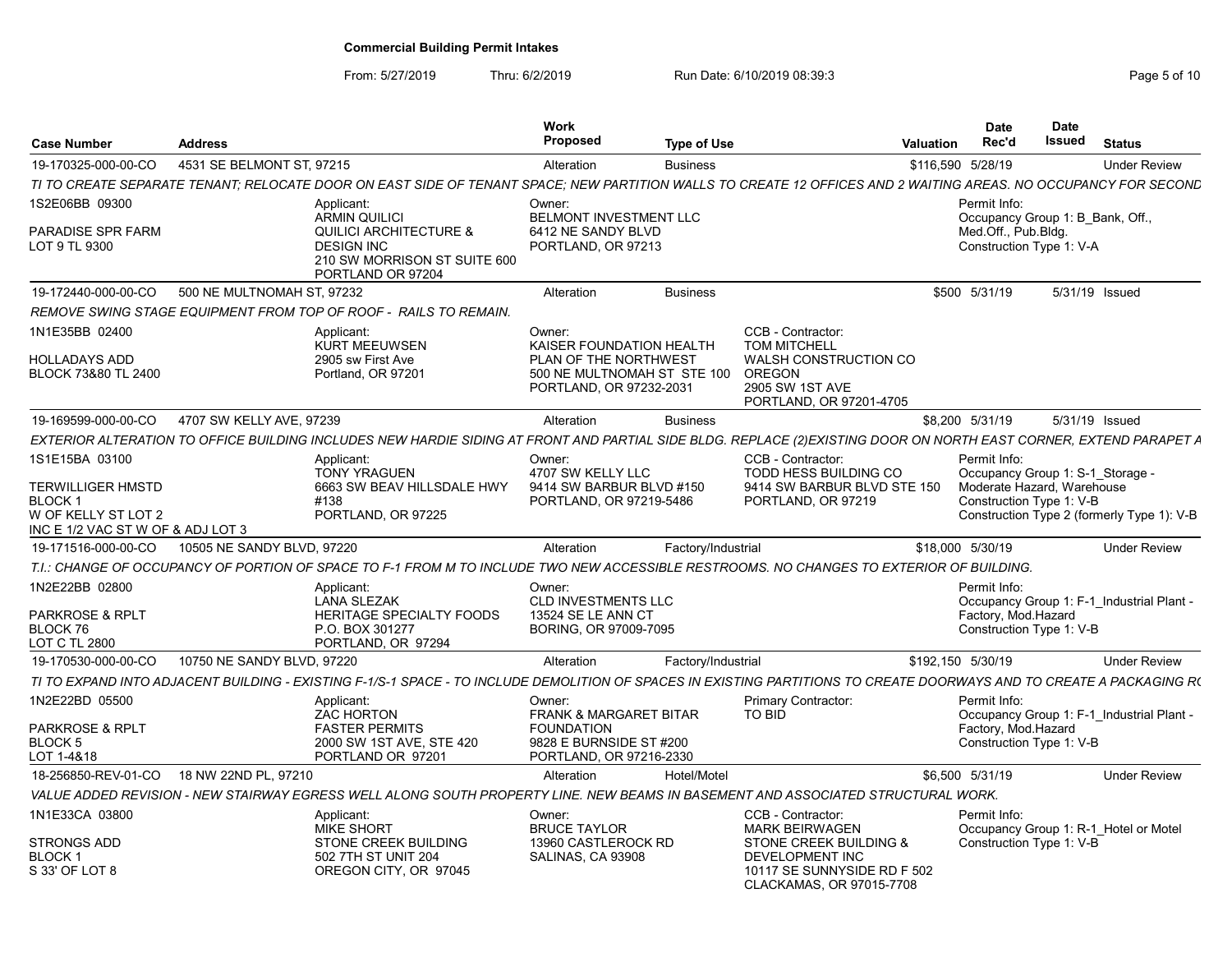## Commercial Building Permit Intakes

From: 5/27/2019 Thru: 6/2/2019 Run Date: 6/10/2019 08:39:3

| Case Number | Address | Work Proposed | Type of Use | Valuation | Date Rec'd | Date Issued | Status |
|---|---|---|---|---|---|---|---|
| 19-170325-000-00-CO | 4531 SE BELMONT ST, 97215 | Alteration | Business | $116,590 | 5/28/19 | | Under Review |

*TI TO CREATE SEPARATE TENANT; RELOCATE DOOR ON EAST SIDE OF TENANT SPACE; NEW PARTITION WALLS TO CREATE 12 OFFICES AND 2 WAITING AREAS. NO OCCUPANCY FOR SECOND*

1S2E06BB 09300
PARADISE SPR FARM
LOT 9 TL 9300

Applicant: ARMIN QUILICI, QUILICI ARCHITECTURE & DESIGN INC, 210 SW MORRISON ST SUITE 600, PORTLAND OR 97204

Owner: BELMONT INVESTMENT LLC, 6412 NE SANDY BLVD, PORTLAND, OR 97213

Permit Info: Occupancy Group 1: B_Bank, Off., Med.Off., Pub.Bldg. Construction Type 1: V-A

| Case Number | Address | Work Proposed | Type of Use | Valuation | Date Rec'd | Date Issued | Status |
|---|---|---|---|---|---|---|---|
| 19-172440-000-00-CO | 500 NE MULTNOMAH ST, 97232 | Alteration | Business | $500 | 5/31/19 | 5/31/19 | Issued |

*REMOVE SWING STAGE EQUIPMENT FROM TOP OF ROOF - RAILS TO REMAIN.*

1N1E35BB 02400
HOLLADAYS ADD
BLOCK 73&80 TL 2400

Applicant: KURT MEEUWSEN, 2905 sw First Ave, Portland, OR 97201

Owner: KAISER FOUNDATION HEALTH PLAN OF THE NORTHWEST, 500 NE MULTNOMAH ST STE 100, PORTLAND, OR 97232-2031

CCB - Contractor: TOM MITCHELL, WALSH CONSTRUCTION CO OREGON, 2905 SW 1ST AVE, PORTLAND, OR 97201-4705

| Case Number | Address | Work Proposed | Type of Use | Valuation | Date Rec'd | Date Issued | Status |
|---|---|---|---|---|---|---|---|
| 19-169599-000-00-CO | 4707 SW KELLY AVE, 97239 | Alteration | Business | $8,200 | 5/31/19 | 5/31/19 | Issued |

*EXTERIOR ALTERATION TO OFFICE BUILDING INCLUDES NEW HARDIE SIDING AT FRONT AND PARTIAL SIDE BLDG. REPLACE (2)EXISTING DOOR ON NORTH EAST CORNER, EXTEND PARAPET A*

1S1E15BA 03100
TERWILLIGER HMSTD
BLOCK 1
W OF KELLY ST LOT 2
INC E 1/2 VAC ST W OF & ADJ LOT 3

Applicant: TONY YRAGUEN, 6663 SW BEAV HILLSDALE HWY #138, PORTLAND, OR 97225

Owner: 4707 SW KELLY LLC, 9414 SW BARBUR BLVD #150, PORTLAND, OR 97219-5486

CCB - Contractor: TODD HESS BUILDING CO, 9414 SW BARBUR BLVD STE 150, PORTLAND, OR 97219

Permit Info: Occupancy Group 1: S-1_Storage - Moderate Hazard, Warehouse. Construction Type 1: V-B. Construction Type 2 (formerly Type 1): V-B

| Case Number | Address | Work Proposed | Type of Use | Valuation | Date Rec'd | Date Issued | Status |
|---|---|---|---|---|---|---|---|
| 19-171516-000-00-CO | 10505 NE SANDY BLVD, 97220 | Alteration | Factory/Industrial | $18,000 | 5/30/19 | | Under Review |

*T.I.: CHANGE OF OCCUPANCY OF PORTION OF SPACE TO F-1 FROM M TO INCLUDE TWO NEW ACCESSIBLE RESTROOMS. NO CHANGES TO EXTERIOR OF BUILDING.*

1N2E22BB 02800
PARKROSE & RPLT
BLOCK 76
LOT C TL 2800

Applicant: LANA SLEZAK, HERITAGE SPECIALTY FOODS, P.O. BOX 301277, PORTLAND, OR 97294

Owner: CLD INVESTMENTS LLC, 13524 SE LE ANN CT, BORING, OR 97009-7095

Permit Info: Occupancy Group 1: F-1_Industrial Plant - Factory, Mod.Hazard. Construction Type 1: V-B

| Case Number | Address | Work Proposed | Type of Use | Valuation | Date Rec'd | Date Issued | Status |
|---|---|---|---|---|---|---|---|
| 19-170530-000-00-CO | 10750 NE SANDY BLVD, 97220 | Alteration | Factory/Industrial | $192,150 | 5/30/19 | | Under Review |

*TI TO EXPAND INTO ADJACENT BUILDING - EXISTING F-1/S-1 SPACE - TO INCLUDE DEMOLITION OF SPACES IN EXISTING PARTITIONS TO CREATE DOORWAYS AND TO CREATE A PACKAGING R(*

1N2E22BD 05500
PARKROSE & RPLT
BLOCK 5
LOT 1-4&18

Applicant: ZAC HORTON, FASTER PERMITS, 2000 SW 1ST AVE, STE 420, PORTLAND OR 97201

Owner: FRANK & MARGARET BITAR FOUNDATION, 9828 E BURNSIDE ST #200, PORTLAND, OR 97216-2330

Primary Contractor: TO BID

Permit Info: Occupancy Group 1: F-1_Industrial Plant - Factory, Mod.Hazard. Construction Type 1: V-B

| Case Number | Address | Work Proposed | Type of Use | Valuation | Date Rec'd | Date Issued | Status |
|---|---|---|---|---|---|---|---|
| 18-256850-REV-01-CO | 18 NW 22ND PL, 97210 | Alteration | Hotel/Motel | $6,500 | 5/31/19 | | Under Review |

*VALUE ADDED REVISION - NEW STAIRWAY EGRESS WELL ALONG SOUTH PROPERTY LINE. NEW BEAMS IN BASEMENT AND ASSOCIATED STRUCTURAL WORK.*

1N1E33CA 03800
STRONGS ADD
BLOCK 1
S 33' OF LOT 8

Applicant: MIKE SHORT, STONE CREEK BUILDING, 502 7TH ST UNIT 204, OREGON CITY, OR 97045

Owner: BRUCE TAYLOR, 13960 CASTLEROCK RD, SALINAS, CA 93908

CCB - Contractor: MARK BEIRWAGEN, STONE CREEK BUILDING & DEVELOPMENT INC, 10117 SE SUNNYSIDE RD F 502, CLACKAMAS, OR 97015-7708

Permit Info: Occupancy Group 1: R-1_Hotel or Motel. Construction Type 1: V-B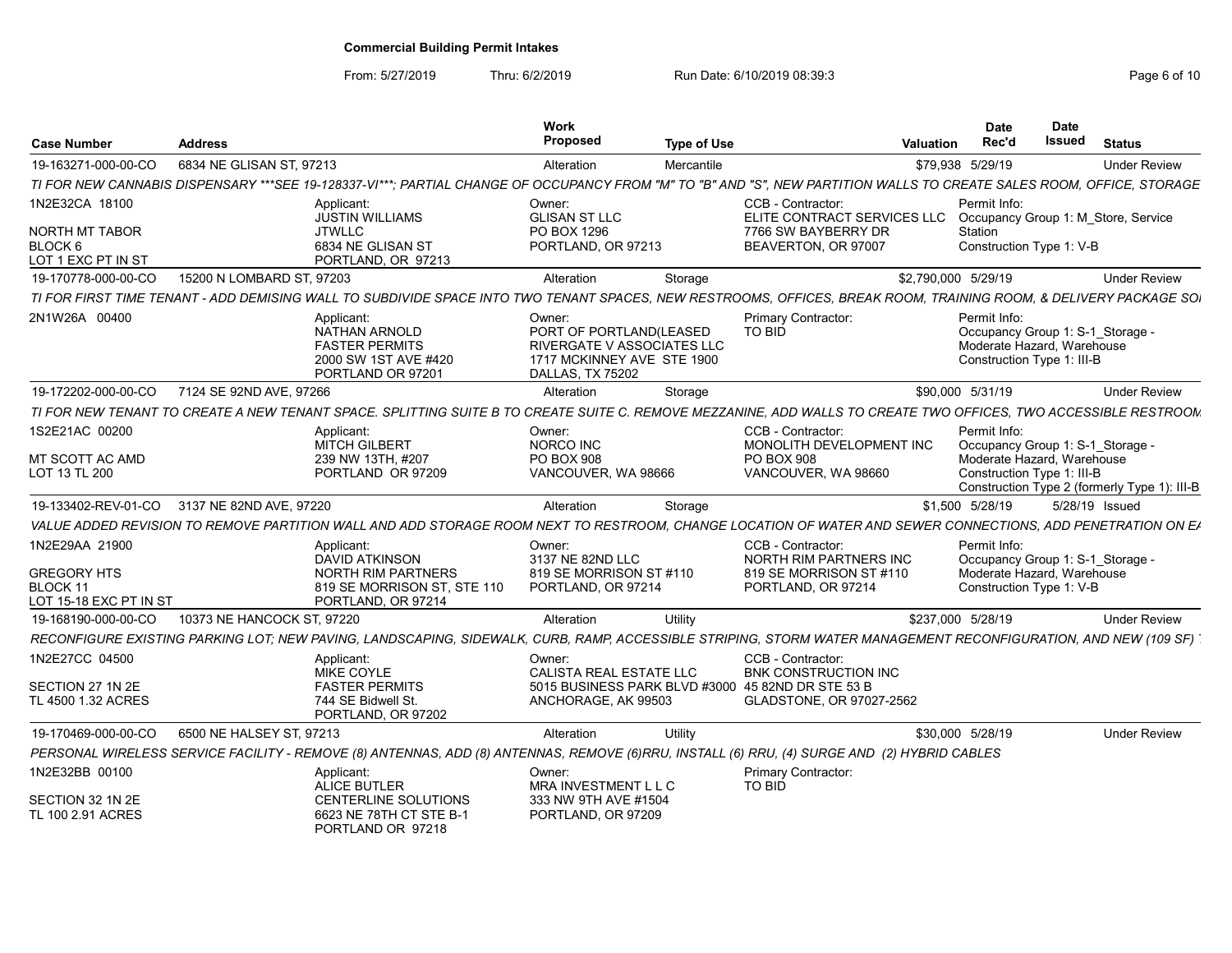**Commercial Building Permit Intakes**

From: 5/27/2019 Thru: 6/2/2019 Run Date: 6/10/2019 08:39:3

| Case Number | Address | Work Proposed | Type of Use | Valuation | Date Rec'd | Date Issued | Status |
|---|---|---|---|---|---|---|---|
| 19-163271-000-00-CO | 6834 NE GLISAN ST, 97213 | Alteration | Mercantile | $79,938 | 5/29/19 | | Under Review |

TI FOR NEW CANNABIS DISPENSARY ***SEE 19-128337-VI***; PARTIAL CHANGE OF OCCUPANCY FROM "M" TO "B" AND "S", NEW PARTITION WALLS TO CREATE SALES ROOM, OFFICE, STORAGE

1N2E32CA 18100
NORTH MT TABOR
BLOCK 6
LOT 1 EXC PT IN ST

Applicant: JUSTIN WILLIAMS, JTWLLC, 6834 NE GLISAN ST, PORTLAND, OR 97213

Owner: GLISAN ST LLC, PO BOX 1296, PORTLAND, OR 97213

CCB - Contractor: ELITE CONTRACT SERVICES LLC, 7766 SW BAYBERRY DR, BEAVERTON, OR 97007

Permit Info: Occupancy Group 1: M_Store, Service Station; Construction Type 1: V-B

| Case Number | Address | Work Proposed | Type of Use | Valuation | Date Rec'd | Date Issued | Status |
|---|---|---|---|---|---|---|---|
| 19-170778-000-00-CO | 15200 N LOMBARD ST, 97203 | Alteration | Storage | $2,790,000 | 5/29/19 | | Under Review |

TI FOR FIRST TIME TENANT - ADD DEMISING WALL TO SUBDIVIDE SPACE INTO TWO TENANT SPACES, NEW RESTROOMS, OFFICES, BREAK ROOM, TRAINING ROOM, & DELIVERY PACKAGE SOI

2N1W26A 00400

Applicant: NATHAN ARNOLD, FASTER PERMITS, 2000 SW 1ST AVE #420, PORTLAND OR 97201

Owner: PORT OF PORTLAND(LEASED RIVERGATE V ASSOCIATES LLC, 1717 MCKINNEY AVE STE 1900, DALLAS, TX 75202

Primary Contractor: TO BID

Permit Info: Occupancy Group 1: S-1_Storage - Moderate Hazard, Warehouse; Construction Type 1: III-B

| Case Number | Address | Work Proposed | Type of Use | Valuation | Date Rec'd | Date Issued | Status |
|---|---|---|---|---|---|---|---|
| 19-172202-000-00-CO | 7124 SE 92ND AVE, 97266 | Alteration | Storage | $90,000 | 5/31/19 | | Under Review |

TI FOR NEW TENANT TO CREATE A NEW TENANT SPACE. SPLITTING SUITE B TO CREATE SUITE C. REMOVE MEZZANINE, ADD WALLS TO CREATE TWO OFFICES, TWO ACCESSIBLE RESTROOM

1S2E21AC 00200
MT SCOTT AC AMD
LOT 13 TL 200

Applicant: MITCH GILBERT, 239 NW 13TH, #207, PORTLAND OR 97209

Owner: NORCO INC, PO BOX 908, VANCOUVER, WA 98666

CCB - Contractor: MONOLITH DEVELOPMENT INC, PO BOX 908, VANCOUVER, WA 98660

Permit Info: Occupancy Group 1: S-1_Storage - Moderate Hazard, Warehouse; Construction Type 1: III-B; Construction Type 2 (formerly Type 1): III-B

| Case Number | Address | Work Proposed | Type of Use | Valuation | Date Rec'd | Date Issued | Status |
|---|---|---|---|---|---|---|---|
| 19-133402-REV-01-CO | 3137 NE 82ND AVE, 97220 | Alteration | Storage | $1,500 | 5/28/19 | 5/28/19 | Issued |

VALUE ADDED REVISION TO REMOVE PARTITION WALL AND ADD STORAGE ROOM NEXT TO RESTROOM, CHANGE LOCATION OF WATER AND SEWER CONNECTIONS, ADD PENETRATION ON EA

1N2E29AA 21900
GREGORY HTS
BLOCK 11
LOT 15-18 EXC PT IN ST

Applicant: DAVID ATKINSON, NORTH RIM PARTNERS, 819 SE MORRISON ST, STE 110, PORTLAND, OR 97214

Owner: 3137 NE 82ND LLC, 819 SE MORRISON ST #110, PORTLAND, OR 97214

CCB - Contractor: NORTH RIM PARTNERS INC, 819 SE MORRISON ST #110, PORTLAND, OR 97214

Permit Info: Occupancy Group 1: S-1_Storage - Moderate Hazard, Warehouse; Construction Type 1: V-B

| Case Number | Address | Work Proposed | Type of Use | Valuation | Date Rec'd | Date Issued | Status |
|---|---|---|---|---|---|---|---|
| 19-168190-000-00-CO | 10373 NE HANCOCK ST, 97220 | Alteration | Utility | $237,000 | 5/28/19 | | Under Review |

RECONFIGURE EXISTING PARKING LOT; NEW PAVING, LANDSCAPING, SIDEWALK, CURB, RAMP, ACCESSIBLE STRIPING, STORM WATER MANAGEMENT RECONFIGURATION, AND NEW (109 SF)

1N2E27CC 04500
SECTION 27 1N 2E
TL 4500 1.32 ACRES

Applicant: MIKE COYLE, FASTER PERMITS, 744 SE Bidwell St., PORTLAND, OR 97202

Owner: CALISTA REAL ESTATE LLC, 5015 BUSINESS PARK BLVD #3000, ANCHORAGE, AK 99503

CCB - Contractor: BNK CONSTRUCTION INC, 45 82ND DR STE 53 B, GLADSTONE, OR 97027-2562

| Case Number | Address | Work Proposed | Type of Use | Valuation | Date Rec'd | Date Issued | Status |
|---|---|---|---|---|---|---|---|
| 19-170469-000-00-CO | 6500 NE HALSEY ST, 97213 | Alteration | Utility | $30,000 | 5/28/19 | | Under Review |

PERSONAL WIRELESS SERVICE FACILITY - REMOVE (8) ANTENNAS, ADD (8) ANTENNAS, REMOVE (6)RRU, INSTALL (6) RRU, (4) SURGE AND (2) HYBRID CABLES

1N2E32BB 00100
SECTION 32 1N 2E
TL 100 2.91 ACRES

Applicant: ALICE BUTLER, CENTERLINE SOLUTIONS, 6623 NE 78TH CT STE B-1, PORTLAND OR 97218

Owner: MRA INVESTMENT L L C, 333 NW 9TH AVE #1504, PORTLAND, OR 97209

Primary Contractor: TO BID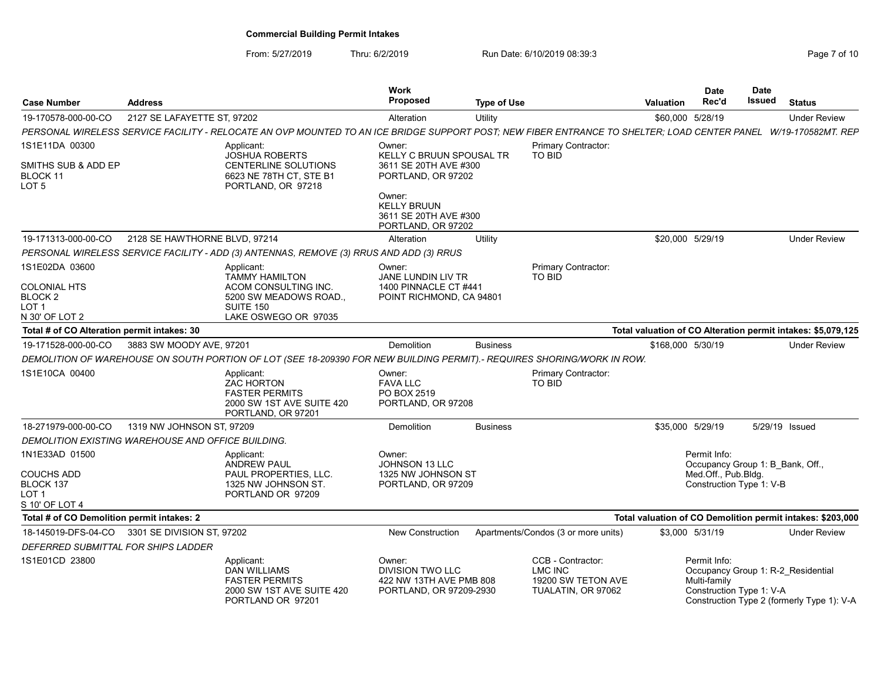**Commercial Building Permit Intakes**

From: 5/27/2019 Thru: 6/2/2019 Run Date: 6/10/2019 08:39:3

| Case Number | Address | Work Proposed | Type of Use | Valuation | Date Rec'd | Date Issued | Status |
|---|---|---|---|---|---|---|---|
| 19-170578-000-00-CO | 2127 SE LAFAYETTE ST, 97202 | Alteration | Utility | $60,000 | 5/28/19 | | Under Review |

*PERSONAL WIRELESS SERVICE FACILITY - RELOCATE AN OVP MOUNTED TO AN ICE BRIDGE SUPPORT POST; NEW FIBER ENTRANCE TO SHELTER; LOAD CENTER PANEL W/19-170582MT. REP*

1S1E11DA 00300
SMITHS SUB & ADD EP
BLOCK 11
LOT 5

Applicant:
JOSHUA ROBERTS
CENTERLINE SOLUTIONS
6623 NE 78TH CT, STE B1
PORTLAND, OR 97218

Owner:
KELLY C BRUUN SPOUSAL TR
3611 SE 20TH AVE #300
PORTLAND, OR 97202

Owner:
KELLY BRUUN
3611 SE 20TH AVE #300
PORTLAND, OR 97202

Primary Contractor:
TO BID

| Case Number | Address | Work Proposed | Type of Use | Valuation | Date Rec'd | Date Issued | Status |
|---|---|---|---|---|---|---|---|
| 19-171313-000-00-CO | 2128 SE HAWTHORNE BLVD, 97214 | Alteration | Utility | $20,000 | 5/29/19 | | Under Review |

*PERSONAL WIRELESS SERVICE FACILITY - ADD (3) ANTENNAS, REMOVE (3) RRUS AND ADD (3) RRUS*

1S1E02DA 03600
COLONIAL HTS
BLOCK 2
LOT 1
N 30' OF LOT 2

Applicant:
TAMMY HAMILTON
ACOM CONSULTING INC.
5200 SW MEADOWS ROAD., SUITE 150
LAKE OSWEGO OR 97035

Owner:
JANE LUNDIN LIV TR
1400 PINNACLE CT #441
POINT RICHMOND, CA 94801

Primary Contractor:
TO BID

**Total # of CO Alteration permit intakes: 30** — **Total valuation of CO Alteration permit intakes: $5,079,125**

| Case Number | Address | Work Proposed | Type of Use | Valuation | Date Rec'd | Date Issued | Status |
|---|---|---|---|---|---|---|---|
| 19-171528-000-00-CO | 3883 SW MOODY AVE, 97201 | Demolition | Business | $168,000 | 5/30/19 | | Under Review |

*DEMOLITION OF WAREHOUSE ON SOUTH PORTION OF LOT (SEE 18-209390 FOR NEW BUILDING PERMIT).- REQUIRES SHORING/WORK IN ROW.*

1S1E10CA 00400

Applicant:
ZAC HORTON
FASTER PERMITS
2000 SW 1ST AVE SUITE 420
PORTLAND, OR 97201

Owner:
FAVA LLC
PO BOX 2519
PORTLAND, OR 97208

Primary Contractor:
TO BID

| Case Number | Address | Work Proposed | Type of Use | Valuation | Date Rec'd | Date Issued | Status |
|---|---|---|---|---|---|---|---|
| 18-271979-000-00-CO | 1319 NW JOHNSON ST, 97209 | Demolition | Business | $35,000 | 5/29/19 | 5/29/19 | Issued |

*DEMOLITION EXISTING WAREHOUSE AND OFFICE BUILDING.*

1N1E33AD 01500
COUCHS ADD
BLOCK 137
LOT 1
S 10' OF LOT 4

Applicant:
ANDREW PAUL
PAUL PROPERTIES, LLC.
1325 NW JOHNSON ST.
PORTLAND OR 97209

Owner:
JOHNSON 13 LLC
1325 NW JOHNSON ST
PORTLAND, OR 97209

Permit Info:
Occupancy Group 1: B_Bank, Off., Med.Off., Pub.Bldg.
Construction Type 1: V-B

**Total # of CO Demolition permit intakes: 2** — **Total valuation of CO Demolition permit intakes: $203,000**

| Case Number | Address | Work Proposed | Type of Use | Valuation | Date Rec'd | Date Issued | Status |
|---|---|---|---|---|---|---|---|
| 18-145019-DFS-04-CO | 3301 SE DIVISION ST, 97202 | New Construction | Apartments/Condos (3 or more units) | $3,000 | 5/31/19 | | Under Review |

*DEFERRED SUBMITTAL FOR SHIPS LADDER*

1S1E01CD 23800

Applicant:
DAN WILLIAMS
FASTER PERMITS
2000 SW 1ST AVE SUITE 420
PORTLAND OR 97201

Owner:
DIVISION TWO LLC
422 NW 13TH AVE PMB 808
PORTLAND, OR 97209-2930

CCB - Contractor:
LMC INC
19200 SW TETON AVE
TUALATIN, OR 97062

Permit Info:
Occupancy Group 1: R-2_Residential Multi-family
Construction Type 1: V-A
Construction Type 2 (formerly Type 1): V-A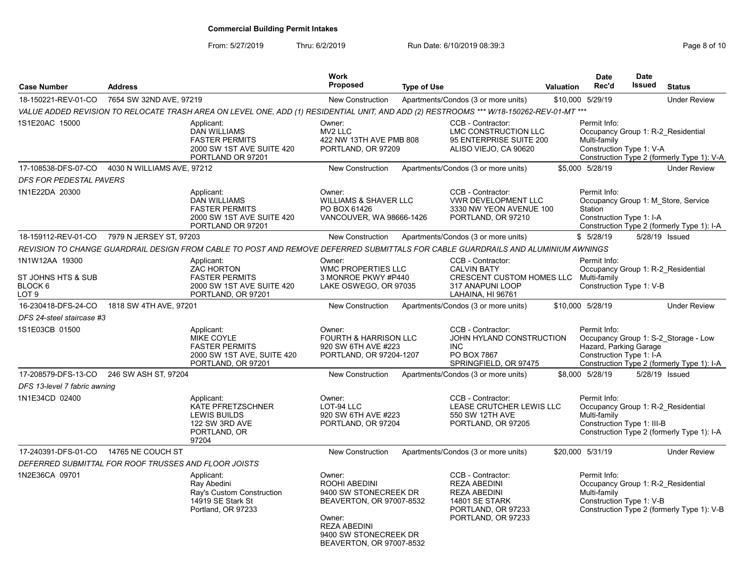# Commercial Building Permit Intakes

From: 5/27/2019 Thru: 6/2/2019 Run Date: 6/10/2019 08:39:3

| Case Number | Address | Work Proposed | Type of Use | Valuation | Date Rec'd | Date Issued | Status |
|---|---|---|---|---|---|---|---|
| 18-150221-REV-01-CO | 7654 SW 32ND AVE, 97219 | New Construction | Apartments/Condos (3 or more units) | $10,000 | 5/29/19 | | Under Review |

*VALUE ADDED REVISION TO RELOCATE TRASH AREA ON LEVEL ONE, ADD (1) RESIDENTIAL UNIT, AND ADD (2) RESTROOMS *** W/18-150262-REV-01-MT ****

1S1E20AC 15000

- Applicant: DAN WILLIAMS, FASTER PERMITS, 2000 SW 1ST AVE SUITE 420, PORTLAND OR 97201
- Owner: MV2 LLC, 422 NW 13TH AVE PMB 808, PORTLAND, OR 97209
- CCB - Contractor: LMC CONSTRUCTION LLC, 95 ENTERPRISE SUITE 200, ALISO VIEJO, CA 90620
- Permit Info: Occupancy Group 1: R-2_Residential Multi-family; Construction Type 1: V-A; Construction Type 2 (formerly Type 1): V-A

| Case Number | Address | Work Proposed | Type of Use | Valuation | Date Rec'd | Date Issued | Status |
|---|---|---|---|---|---|---|---|
| 17-108538-DFS-07-CO | 4030 N WILLIAMS AVE, 97212 | New Construction | Apartments/Condos (3 or more units) | $5,000 | 5/28/19 | | Under Review |

*DFS FOR PEDESTAL PAVERS*

1N1E22DA 20300

- Applicant: DAN WILLIAMS, FASTER PERMITS, 2000 SW 1ST AVE SUITE 420, PORTLAND OR 97201
- Owner: WILLIAMS & SHAVER LLC, PO BOX 61426, VANCOUVER, WA 98666-1426
- CCB - Contractor: VWR DEVELOPMENT LLC, 3330 NW YEON AVENUE 100, PORTLAND, OR 97210
- Permit Info: Occupancy Group 1: M_Store, Service Station; Construction Type 1: I-A; Construction Type 2 (formerly Type 1): I-A

| Case Number | Address | Work Proposed | Type of Use | Valuation | Date Rec'd | Date Issued | Status |
|---|---|---|---|---|---|---|---|
| 18-159112-REV-01-CO | 7979 N JERSEY ST, 97203 | New Construction | Apartments/Condos (3 or more units) | $ | 5/28/19 | 5/28/19 | Issued |

*REVISION TO CHANGE GUARDRAIL DESIGN FROM CABLE TO POST AND REMOVE DEFERRED SUBMITTALS FOR CABLE GUARDRAILS AND ALUMINIUM AWNINGS*

1N1W12AA 19300, ST JOHNS HTS & SUB, BLOCK 6, LOT 9

- Applicant: ZAC HORTON, FASTER PERMITS, 2000 SW 1ST AVE SUITE 420, PORTLAND, OR 97201
- Owner: WMC PROPERTIES LLC, 3 MONROE PKWY #P440, LAKE OSWEGO, OR 97035
- CCB - Contractor: CALVIN BATY, CRESCENT CUSTOM HOMES LLC, 317 ANAPUNI LOOP, LAHAINA, HI 96761
- Permit Info: Occupancy Group 1: R-2_Residential Multi-family; Construction Type 1: V-B

| Case Number | Address | Work Proposed | Type of Use | Valuation | Date Rec'd | Date Issued | Status |
|---|---|---|---|---|---|---|---|
| 16-230418-DFS-24-CO | 1818 SW 4TH AVE, 97201 | New Construction | Apartments/Condos (3 or more units) | $10,000 | 5/28/19 | | Under Review |

*DFS 24-steel staircase #3*

1S1E03CB 01500

- Applicant: MIKE COYLE, FASTER PERMITS, 2000 SW 1ST AVE, SUITE 420, PORTLAND, OR 97201
- Owner: FOURTH & HARRISON LLC, 920 SW 6TH AVE #223, PORTLAND, OR 97204-1207
- CCB - Contractor: JOHN HYLAND CONSTRUCTION INC, PO BOX 7867, SPRINGFIELD, OR 97475
- Permit Info: Occupancy Group 1: S-2_Storage - Low Hazard, Parking Garage; Construction Type 1: I-A; Construction Type 2 (formerly Type 1): I-A

| Case Number | Address | Work Proposed | Type of Use | Valuation | Date Rec'd | Date Issued | Status |
|---|---|---|---|---|---|---|---|
| 17-208579-DFS-13-CO | 246 SW ASH ST, 97204 | New Construction | Apartments/Condos (3 or more units) | $8,000 | 5/28/19 | 5/28/19 | Issued |

*DFS 13-level 7 fabric awning*

1N1E34CD 02400

- Applicant: KATE PFRETZSCHNER, LEWIS BUILDS, 122 SW 3RD AVE, PORTLAND, OR 97204
- Owner: LOT-94 LLC, 920 SW 6TH AVE #223, PORTLAND, OR 97204
- CCB - Contractor: LEASE CRUTCHER LEWIS LLC, 550 SW 12TH AVE, PORTLAND, OR 97205
- Permit Info: Occupancy Group 1: R-2_Residential Multi-family; Construction Type 1: III-B; Construction Type 2 (formerly Type 1): I-A

| Case Number | Address | Work Proposed | Type of Use | Valuation | Date Rec'd | Date Issued | Status |
|---|---|---|---|---|---|---|---|
| 17-240391-DFS-01-CO | 14765 NE COUCH ST | New Construction | Apartments/Condos (3 or more units) | $20,000 | 5/31/19 | | Under Review |

*DEFERRED SUBMITTAL FOR ROOF TRUSSES AND FLOOR JOISTS*

1N2E36CA 09701

- Applicant: Ray Abedini, Ray's Custom Construction, 14919 SE Stark St, Portland, OR 97233
- Owner: ROOHI ABEDINI, 9400 SW STONECREEK DR, BEAVERTON, OR 97007-8532
- Owner: REZA ABEDINI, 9400 SW STONECREEK DR, BEAVERTON, OR 97007-8532
- CCB - Contractor: REZA ABEDINI, REZA ABEDINI, 14801 SE STARK, PORTLAND, OR 97233, PORTLAND, OR 97233
- Permit Info: Occupancy Group 1: R-2_Residential Multi-family; Construction Type 1: V-B; Construction Type 2 (formerly Type 1): V-B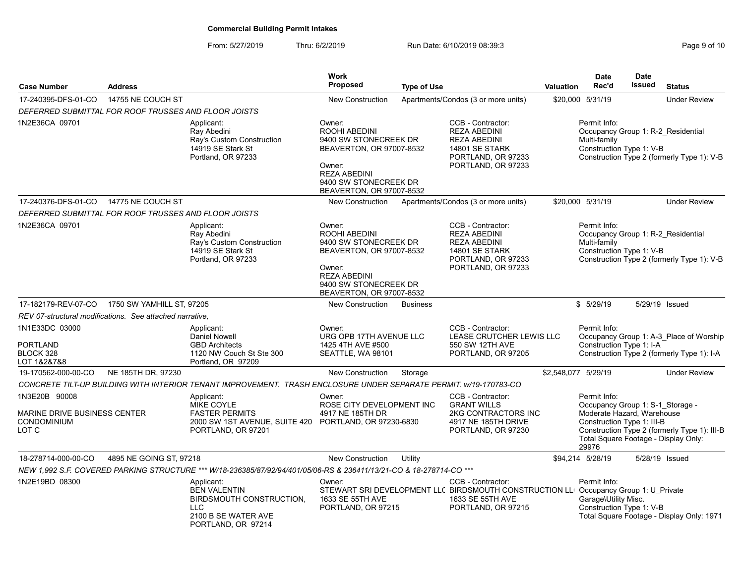## Commercial Building Permit Intakes

From: 5/27/2019 Thru: 6/2/2019 Run Date: 6/10/2019 08:39:3

| Case Number | Address | Work Proposed | Type of Use | Valuation | Date Rec'd | Date Issued | Status |
|---|---|---|---|---|---|---|---|
| 17-240395-DFS-01-CO | 14755 NE COUCH ST | New Construction | Apartments/Condos (3 or more units) | $20,000 | 5/31/19 | | Under Review |

*DEFERRED SUBMITTAL FOR ROOF TRUSSES AND FLOOR JOISTS*

1N2E36CA 09701

Applicant: Ray Abedini, Ray's Custom Construction, 14919 SE Stark St, Portland, OR 97233

Owner: ROOHI ABEDINI, 9400 SW STONECREEK DR, BEAVERTON, OR 97007-8532

Owner: REZA ABEDINI, 9400 SW STONECREEK DR, BEAVERTON, OR 97007-8532

CCB - Contractor: REZA ABEDINI, REZA ABEDINI, 14801 SE STARK, PORTLAND, OR 97233, PORTLAND, OR 97233

Permit Info: Occupancy Group 1: R-2_Residential Multi-family; Construction Type 1: V-B; Construction Type 2 (formerly Type 1): V-B

| Case Number | Address | Work Proposed | Type of Use | Valuation | Date Rec'd | Date Issued | Status |
|---|---|---|---|---|---|---|---|
| 17-240376-DFS-01-CO | 14775 NE COUCH ST | New Construction | Apartments/Condos (3 or more units) | $20,000 | 5/31/19 | | Under Review |

*DEFERRED SUBMITTAL FOR ROOF TRUSSES AND FLOOR JOISTS*

1N2E36CA 09701

Applicant: Ray Abedini, Ray's Custom Construction, 14919 SE Stark St, Portland, OR 97233

Owner: ROOHI ABEDINI, 9400 SW STONECREEK DR, BEAVERTON, OR 97007-8532

Owner: REZA ABEDINI, 9400 SW STONECREEK DR, BEAVERTON, OR 97007-8532

CCB - Contractor: REZA ABEDINI, REZA ABEDINI, 14801 SE STARK, PORTLAND, OR 97233, PORTLAND, OR 97233

Permit Info: Occupancy Group 1: R-2_Residential Multi-family; Construction Type 1: V-B; Construction Type 2 (formerly Type 1): V-B

| Case Number | Address | Work Proposed | Type of Use | Valuation | Date Rec'd | Date Issued | Status |
|---|---|---|---|---|---|---|---|
| 17-182179-REV-07-CO | 1750 SW YAMHILL ST, 97205 | New Construction | Business | $ | 5/29/19 | 5/29/19 | Issued |

*REV 07-structural modifications. See attached narrative,*

1N1E33DC 03000 — PORTLAND, BLOCK 328, LOT 1&2&7&8

Applicant: Daniel Nowell, GBD Architects, 1120 NW Couch St Ste 300, Portland, OR 97209

Owner: URG OPB 17TH AVENUE LLC, 1425 4TH AVE #500, SEATTLE, WA 98101

CCB - Contractor: LEASE CRUTCHER LEWIS LLC, 550 SW 12TH AVE, PORTLAND, OR 97205

Permit Info: Occupancy Group 1: A-3_Place of Worship; Construction Type 1: I-A; Construction Type 2 (formerly Type 1): I-A

| Case Number | Address | Work Proposed | Type of Use | Valuation | Date Rec'd | Date Issued | Status |
|---|---|---|---|---|---|---|---|
| 19-170562-000-00-CO | NE 185TH DR, 97230 | New Construction | Storage | $2,548,077 | 5/29/19 | | Under Review |

*CONCRETE TILT-UP BUILDING WITH INTERIOR TENANT IMPROVEMENT. TRASH ENCLOSURE UNDER SEPARATE PERMIT. w/19-170783-CO*

1N3E20B 90008 — MARINE DRIVE BUSINESS CENTER CONDOMINIUM, LOT C

Applicant: MIKE COYLE, FASTER PERMITS, 2000 SW 1ST AVENUE, SUITE 420, PORTLAND, OR 97201

Owner: ROSE CITY DEVELOPMENT INC, 4917 NE 185TH DR, PORTLAND, OR 97230-6830

CCB - Contractor: GRANT WILLS, 2KG CONTRACTORS INC, 4917 NE 185TH DRIVE, PORTLAND, OR 97230

Permit Info: Occupancy Group 1: S-1_Storage - Moderate Hazard, Warehouse; Construction Type 1: III-B; Construction Type 2 (formerly Type 1): III-B; Total Square Footage - Display Only: 29976

| Case Number | Address | Work Proposed | Type of Use | Valuation | Date Rec'd | Date Issued | Status |
|---|---|---|---|---|---|---|---|
| 18-278714-000-00-CO | 4895 NE GOING ST, 97218 | New Construction | Utility | $94,214 | 5/28/19 | 5/28/19 | Issued |

*NEW 1,992 S.F. COVERED PARKING STRUCTURE *** W/18-236385/87/92/94/401/05/06-RS & 236411/13/21-CO & 18-278714-CO ****

1N2E19BD 08300

Applicant: BEN VALENTIN, BIRDSMOUTH CONSTRUCTION, LLC, 2100 B SE WATER AVE, PORTLAND, OR 97214

Owner: STEWART SRI DEVELOPMENT LLC, 1633 SE 55TH AVE, PORTLAND, OR 97215

CCB - Contractor: BIRDSMOUTH CONSTRUCTION LLC, 1633 SE 55TH AVE, PORTLAND, OR 97215

Permit Info: Occupancy Group 1: U_Private Garage\Utility Misc.; Construction Type 1: V-B; Total Square Footage - Display Only: 1971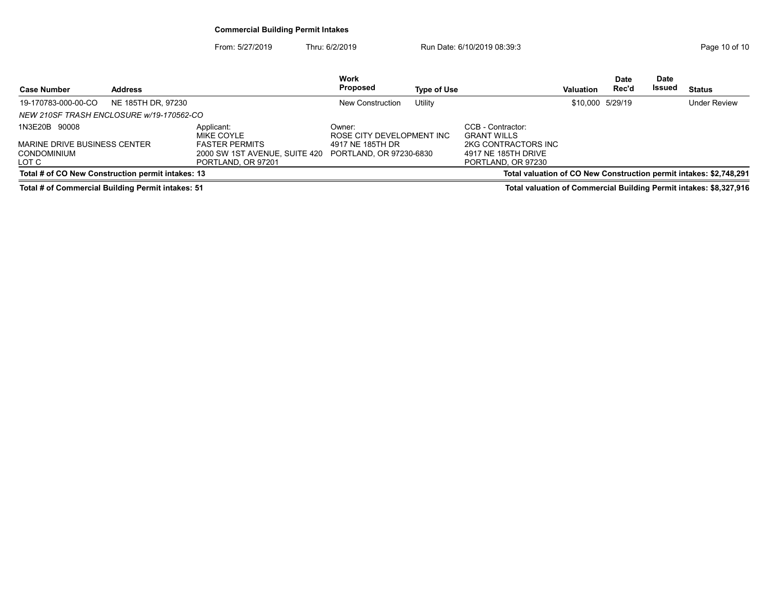## Commercial Building Permit Intakes

From: 5/27/2019 Thru: 6/2/2019 Run Date: 6/10/2019 08:39:3

| Case Number | Address | | Work Proposed | Type of Use | | Valuation | Date Rec'd | Date Issued | Status |
|---|---|---|---|---|---|---|---|---|---|
| 19-170783-000-00-CO | NE 185TH DR, 97230 | | New Construction | Utility | | $10,000 | 5/29/19 | | Under Review |
| *NEW 210SF TRASH ENCLOSURE w/19-170562-CO* | | | | | | | | | |
| 1N3E20B 90008<br><br>MARINE DRIVE BUSINESS CENTER<br>CONDOMINIUM<br>LOT C | | Applicant:<br>MIKE COYLE<br>FASTER PERMITS<br>2000 SW 1ST AVENUE, SUITE 420<br>PORTLAND, OR 97201 | Owner:<br>ROSE CITY DEVELOPMENT INC<br>4917 NE 185TH DR<br>PORTLAND, OR 97230-6830 | | CCB - Contractor:<br>GRANT WILLS<br>2KG CONTRACTORS INC<br>4917 NE 185TH DRIVE<br>PORTLAND, OR 97230 | | | | |

**Total # of CO New Construction permit intakes: 13** — **Total valuation of CO New Construction permit intakes: $2,748,291**

**Total # of Commercial Building Permit intakes: 51** — **Total valuation of Commercial Building Permit intakes: $8,327,916**